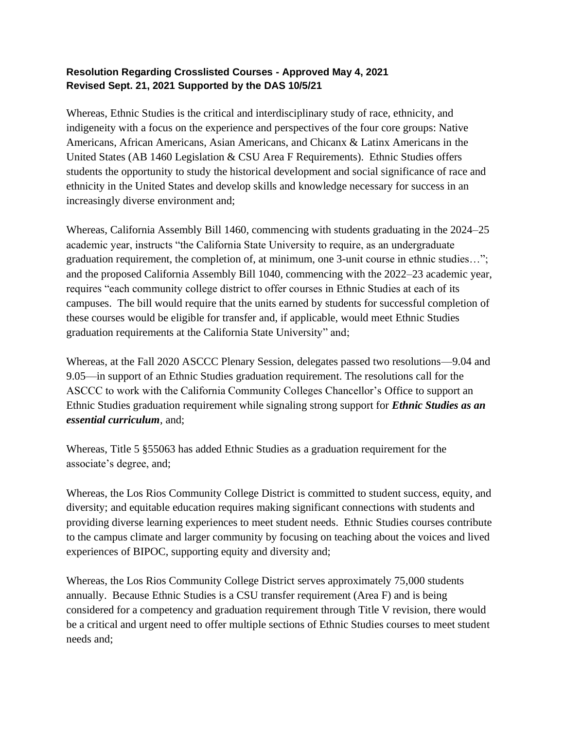**Resolution Regarding Crosslisted Courses - Approved May 4, 2021**
**Revised Sept. 21, 2021 Supported by the DAS 10/5/21**

Whereas, Ethnic Studies is the critical and interdisciplinary study of race, ethnicity, and indigeneity with a focus on the experience and perspectives of the four core groups: Native Americans, African Americans, Asian Americans, and Chicanx & Latinx Americans in the United States (AB 1460 Legislation & CSU Area F Requirements). Ethnic Studies offers students the opportunity to study the historical development and social significance of race and ethnicity in the United States and develop skills and knowledge necessary for success in an increasingly diverse environment and;

Whereas, California Assembly Bill 1460, commencing with students graduating in the 2024–25 academic year, instructs "the California State University to require, as an undergraduate graduation requirement, the completion of, at minimum, one 3-unit course in ethnic studies…"; and the proposed California Assembly Bill 1040, commencing with the 2022–23 academic year, requires "each community college district to offer courses in Ethnic Studies at each of its campuses. The bill would require that the units earned by students for successful completion of these courses would be eligible for transfer and, if applicable, would meet Ethnic Studies graduation requirements at the California State University" and;

Whereas, at the Fall 2020 ASCCC Plenary Session, delegates passed two resolutions—9.04 and 9.05—in support of an Ethnic Studies graduation requirement. The resolutions call for the ASCCC to work with the California Community Colleges Chancellor's Office to support an Ethnic Studies graduation requirement while signaling strong support for ***Ethnic Studies as an essential curriculum***, and;

Whereas, Title 5 §55063 has added Ethnic Studies as a graduation requirement for the associate's degree, and;

Whereas, the Los Rios Community College District is committed to student success, equity, and diversity; and equitable education requires making significant connections with students and providing diverse learning experiences to meet student needs. Ethnic Studies courses contribute to the campus climate and larger community by focusing on teaching about the voices and lived experiences of BIPOC, supporting equity and diversity and;

Whereas, the Los Rios Community College District serves approximately 75,000 students annually. Because Ethnic Studies is a CSU transfer requirement (Area F) and is being considered for a competency and graduation requirement through Title V revision, there would be a critical and urgent need to offer multiple sections of Ethnic Studies courses to meet student needs and;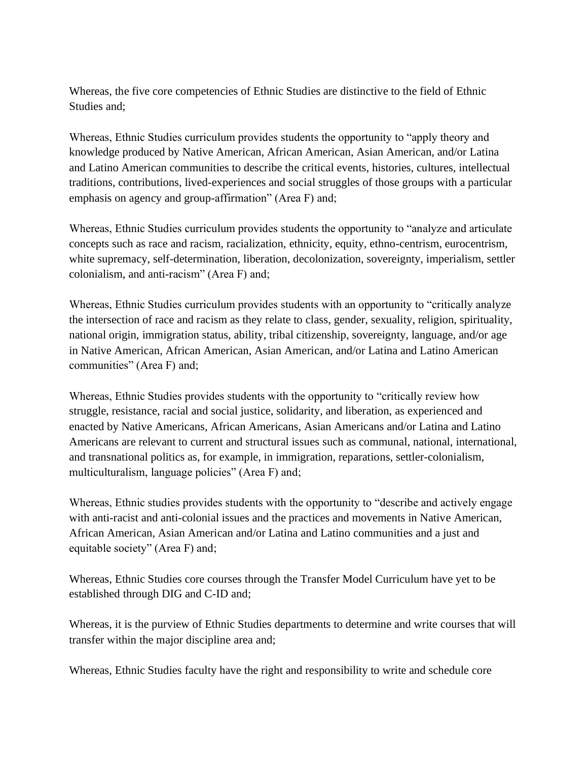Whereas, the five core competencies of Ethnic Studies are distinctive to the field of Ethnic Studies and;

Whereas, Ethnic Studies curriculum provides students the opportunity to "apply theory and knowledge produced by Native American, African American, Asian American, and/or Latina and Latino American communities to describe the critical events, histories, cultures, intellectual traditions, contributions, lived-experiences and social struggles of those groups with a particular emphasis on agency and group-affirmation" (Area F) and;

Whereas, Ethnic Studies curriculum provides students the opportunity to "analyze and articulate concepts such as race and racism, racialization, ethnicity, equity, ethno-centrism, eurocentrism, white supremacy, self-determination, liberation, decolonization, sovereignty, imperialism, settler colonialism, and anti-racism" (Area F) and;

Whereas, Ethnic Studies curriculum provides students with an opportunity to "critically analyze the intersection of race and racism as they relate to class, gender, sexuality, religion, spirituality, national origin, immigration status, ability, tribal citizenship, sovereignty, language, and/or age in Native American, African American, Asian American, and/or Latina and Latino American communities" (Area F) and;

Whereas, Ethnic Studies provides students with the opportunity to "critically review how struggle, resistance, racial and social justice, solidarity, and liberation, as experienced and enacted by Native Americans, African Americans, Asian Americans and/or Latina and Latino Americans are relevant to current and structural issues such as communal, national, international, and transnational politics as, for example, in immigration, reparations, settler-colonialism, multiculturalism, language policies" (Area F) and;

Whereas, Ethnic studies provides students with the opportunity to "describe and actively engage with anti-racist and anti-colonial issues and the practices and movements in Native American, African American, Asian American and/or Latina and Latino communities and a just and equitable society" (Area F) and;

Whereas, Ethnic Studies core courses through the Transfer Model Curriculum have yet to be established through DIG and C-ID and;

Whereas, it is the purview of Ethnic Studies departments to determine and write courses that will transfer within the major discipline area and;

Whereas, Ethnic Studies faculty have the right and responsibility to write and schedule core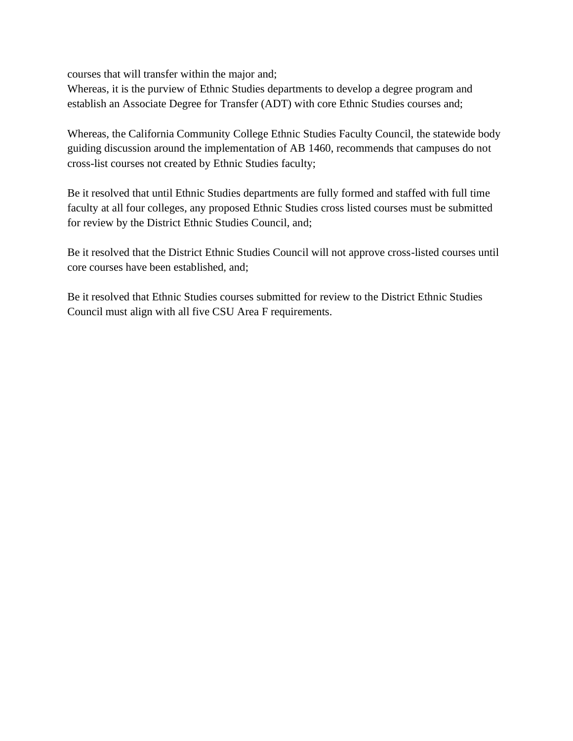courses that will transfer within the major and;
Whereas, it is the purview of Ethnic Studies departments to develop a degree program and establish an Associate Degree for Transfer (ADT) with core Ethnic Studies courses and;

Whereas, the California Community College Ethnic Studies Faculty Council, the statewide body guiding discussion around the implementation of AB 1460, recommends that campuses do not cross-list courses not created by Ethnic Studies faculty;

Be it resolved that until Ethnic Studies departments are fully formed and staffed with full time faculty at all four colleges, any proposed Ethnic Studies cross listed courses must be submitted for review by the District Ethnic Studies Council, and;

Be it resolved that the District Ethnic Studies Council will not approve cross-listed courses until core courses have been established, and;

Be it resolved that Ethnic Studies courses submitted for review to the District Ethnic Studies Council must align with all five CSU Area F requirements.